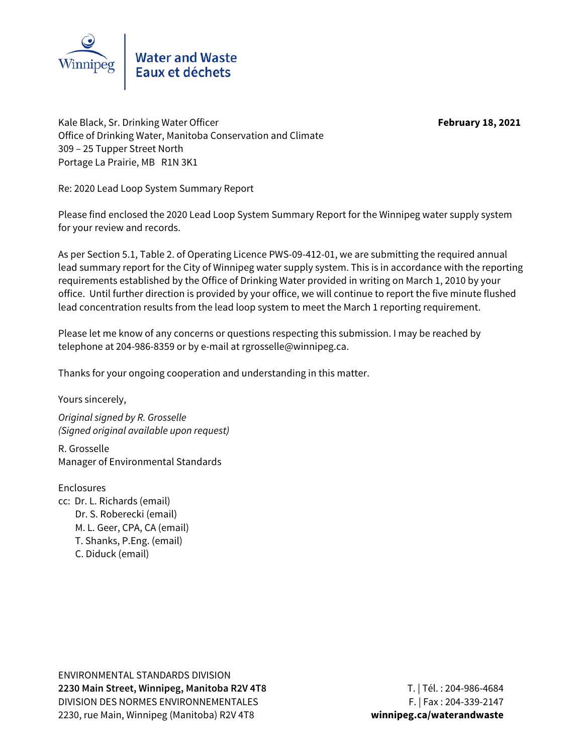Water and Waste
Eaux et déchets

Kale Black, Sr. Drinking Water Officer
Office of Drinking Water, Manitoba Conservation and Climate
309 – 25 Tupper Street North
Portage La Prairie, MB R1N 3K1

**February 18, 2021**

Re: 2020 Lead Loop System Summary Report

Please find enclosed the 2020 Lead Loop System Summary Report for the Winnipeg water supply system for your review and records.

As per Section 5.1, Table 2. of Operating Licence PWS-09-412-01, we are submitting the required annual lead summary report for the City of Winnipeg water supply system. This is in accordance with the reporting requirements established by the Office of Drinking Water provided in writing on March 1, 2010 by your office. Until further direction is provided by your office, we will continue to report the five minute flushed lead concentration results from the lead loop system to meet the March 1 reporting requirement.

Please let me know of any concerns or questions respecting this submission. I may be reached by telephone at 204-986-8359 or by e-mail at rgrosselle@winnipeg.ca.

Thanks for your ongoing cooperation and understanding in this matter.

Yours sincerely,

*Original signed by R. Grosselle*
*(Signed original available upon request)*

R. Grosselle
Manager of Environmental Standards

Enclosures
cc: Dr. L. Richards (email)
Dr. S. Roberecki (email)
M. L. Geer, CPA, CA (email)
T. Shanks, P.Eng. (email)
C. Diduck (email)

ENVIRONMENTAL STANDARDS DIVISION
**2230 Main Street, Winnipeg, Manitoba R2V 4T8**
DIVISION DES NORMES ENVIRONNEMENTALES
2230, rue Main, Winnipeg (Manitoba) R2V 4T8

T. | Tél. : 204-986-4684
F. | Fax : 204-339-2147
**winnipeg.ca/waterandwaste**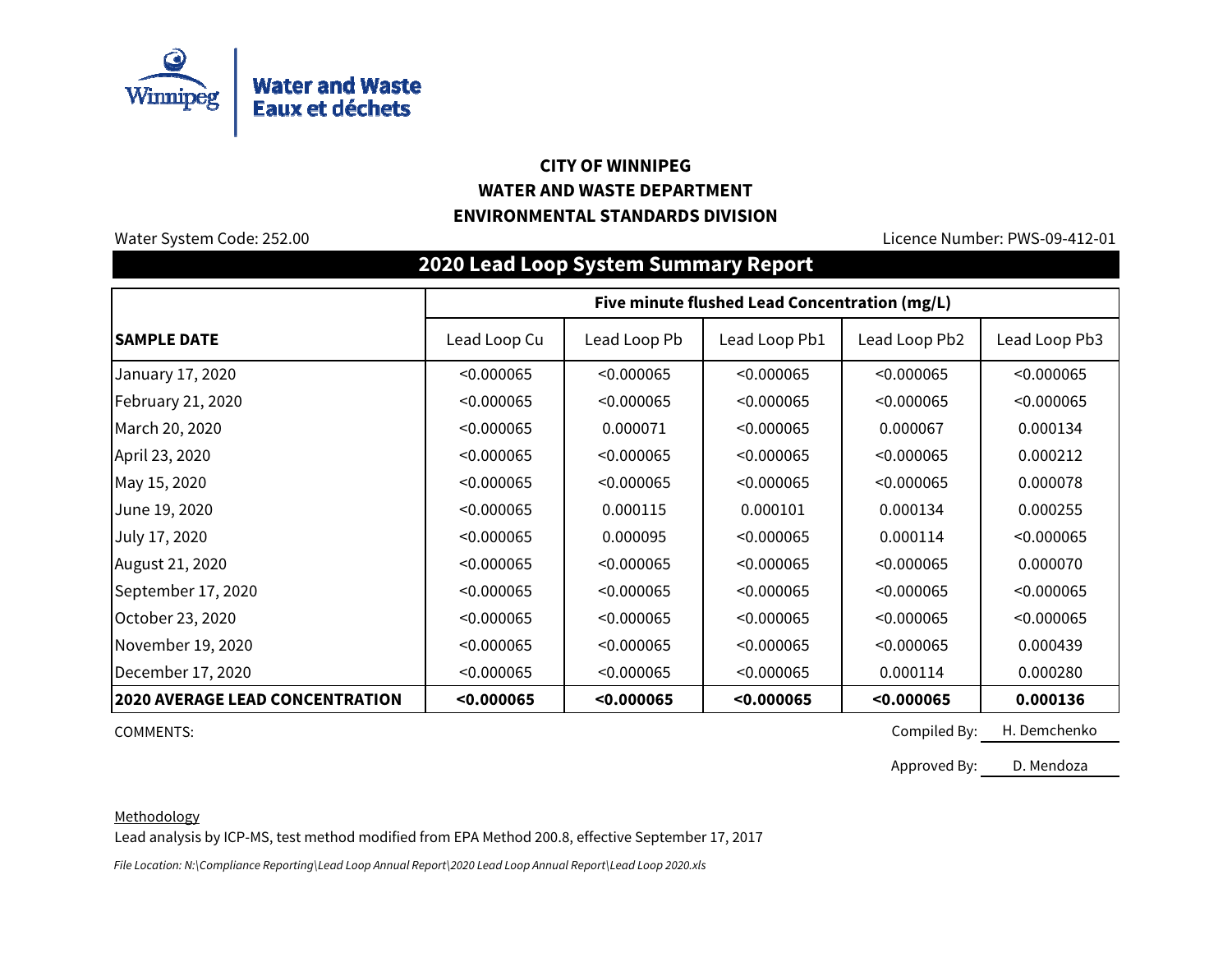Water and Waste
Eaux et déchets

**CITY OF WINNIPEG**
**WATER AND WASTE DEPARTMENT**
**ENVIRONMENTAL STANDARDS DIVISION**

Water System Code: 252.00

Licence Number: PWS-09-412-01

## 2020 Lead Loop System Summary Report

| SAMPLE DATE | Five minute flushed Lead Concentration (mg/L) | | | | |
|---|---|---|---|---|---|
| | Lead Loop Cu | Lead Loop Pb | Lead Loop Pb1 | Lead Loop Pb2 | Lead Loop Pb3 |
| January 17, 2020 | <0.000065 | <0.000065 | <0.000065 | <0.000065 | <0.000065 |
| February 21, 2020 | <0.000065 | <0.000065 | <0.000065 | <0.000065 | <0.000065 |
| March 20, 2020 | <0.000065 | 0.000071 | <0.000065 | 0.000067 | 0.000134 |
| April 23, 2020 | <0.000065 | <0.000065 | <0.000065 | <0.000065 | 0.000212 |
| May 15, 2020 | <0.000065 | <0.000065 | <0.000065 | <0.000065 | 0.000078 |
| June 19, 2020 | <0.000065 | 0.000115 | 0.000101 | 0.000134 | 0.000255 |
| July 17, 2020 | <0.000065 | 0.000095 | <0.000065 | 0.000114 | <0.000065 |
| August 21, 2020 | <0.000065 | <0.000065 | <0.000065 | <0.000065 | 0.000070 |
| September 17, 2020 | <0.000065 | <0.000065 | <0.000065 | <0.000065 | <0.000065 |
| October 23, 2020 | <0.000065 | <0.000065 | <0.000065 | <0.000065 | <0.000065 |
| November 19, 2020 | <0.000065 | <0.000065 | <0.000065 | <0.000065 | 0.000439 |
| December 17, 2020 | <0.000065 | <0.000065 | <0.000065 | 0.000114 | 0.000280 |
| **2020 AVERAGE LEAD CONCENTRATION** | **<0.000065** | **<0.000065** | **<0.000065** | **<0.000065** | **0.000136** |

COMMENTS:

Compiled By: H. Demchenko

Approved By: D. Mendoza

Methodology

Lead analysis by ICP-MS, test method modified from EPA Method 200.8, effective September 17, 2017

*File Location: N:\Compliance Reporting\Lead Loop Annual Report\2020 Lead Loop Annual Report\Lead Loop 2020.xls*